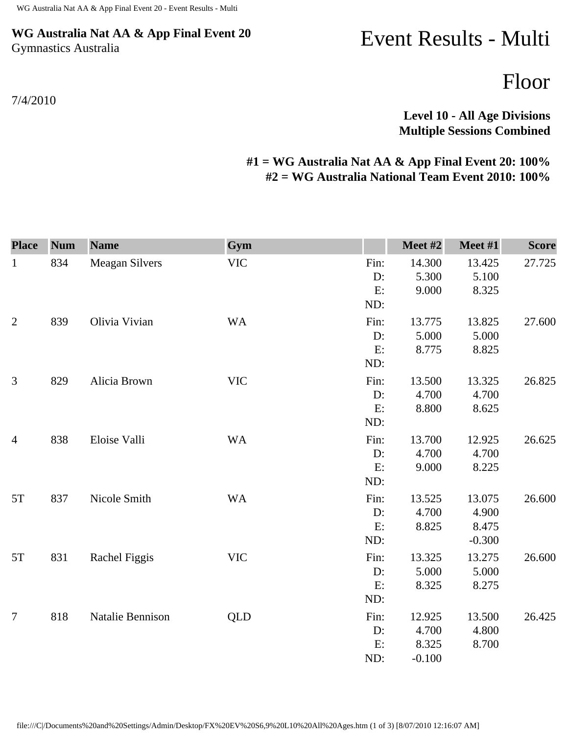**WG Australia Nat AA & App Final Event 20**
Gymnastics Australia

# Event Results - Multi

## Floor

7/4/2010

**Level 10 - All Age Divisions**
**Multiple Sessions Combined**

**#1 = WG Australia Nat AA & App Final Event 20: 100%**
**#2 = WG Australia National Team Event 2010: 100%**

| Place | Num | Name | Gym | | Meet #2 | Meet #1 | Score |
|---|---|---|---|---|---|---|---|
| 1 | 834 | Meagan Silvers | VIC | Fin: | 14.300 | 13.425 | 27.725 |
| | | | | D: | 5.300 | 5.100 | |
| | | | | E: | 9.000 | 8.325 | |
| | | | | ND: | | | |
| 2 | 839 | Olivia Vivian | WA | Fin: | 13.775 | 13.825 | 27.600 |
| | | | | D: | 5.000 | 5.000 | |
| | | | | E: | 8.775 | 8.825 | |
| | | | | ND: | | | |
| 3 | 829 | Alicia Brown | VIC | Fin: | 13.500 | 13.325 | 26.825 |
| | | | | D: | 4.700 | 4.700 | |
| | | | | E: | 8.800 | 8.625 | |
| | | | | ND: | | | |
| 4 | 838 | Eloise Valli | WA | Fin: | 13.700 | 12.925 | 26.625 |
| | | | | D: | 4.700 | 4.700 | |
| | | | | E: | 9.000 | 8.225 | |
| | | | | ND: | | | |
| 5T | 837 | Nicole Smith | WA | Fin: | 13.525 | 13.075 | 26.600 |
| | | | | D: | 4.700 | 4.900 | |
| | | | | E: | 8.825 | 8.475 | |
| | | | | ND: | | -0.300 | |
| 5T | 831 | Rachel Figgis | VIC | Fin: | 13.325 | 13.275 | 26.600 |
| | | | | D: | 5.000 | 5.000 | |
| | | | | E: | 8.325 | 8.275 | |
| | | | | ND: | | | |
| 7 | 818 | Natalie Bennison | QLD | Fin: | 12.925 | 13.500 | 26.425 |
| | | | | D: | 4.700 | 4.800 | |
| | | | | E: | 8.325 | 8.700 | |
| | | | | ND: | -0.100 | | |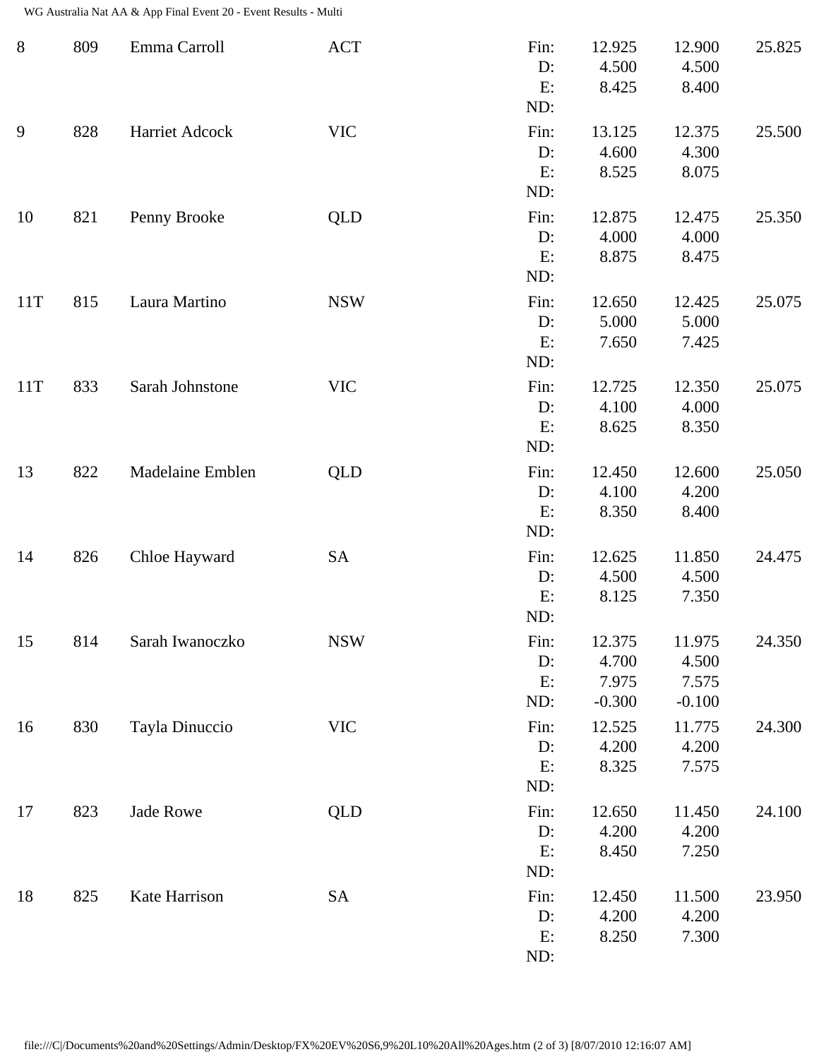| Rank | No. | Name | State | | Score 1 | Score 2 | Total |
|---|---|---|---|---|---|---|---|
| 8 | 809 | Emma Carroll | ACT | Fin: | 12.925 | 12.900 | 25.825 |
| | | | | D: | 4.500 | 4.500 | |
| | | | | E: | 8.425 | 8.400 | |
| | | | | ND: | | | |
| 9 | 828 | Harriet Adcock | VIC | Fin: | 13.125 | 12.375 | 25.500 |
| | | | | D: | 4.600 | 4.300 | |
| | | | | E: | 8.525 | 8.075 | |
| | | | | ND: | | | |
| 10 | 821 | Penny Brooke | QLD | Fin: | 12.875 | 12.475 | 25.350 |
| | | | | D: | 4.000 | 4.000 | |
| | | | | E: | 8.875 | 8.475 | |
| | | | | ND: | | | |
| 11T | 815 | Laura Martino | NSW | Fin: | 12.650 | 12.425 | 25.075 |
| | | | | D: | 5.000 | 5.000 | |
| | | | | E: | 7.650 | 7.425 | |
| | | | | ND: | | | |
| 11T | 833 | Sarah Johnstone | VIC | Fin: | 12.725 | 12.350 | 25.075 |
| | | | | D: | 4.100 | 4.000 | |
| | | | | E: | 8.625 | 8.350 | |
| | | | | ND: | | | |
| 13 | 822 | Madelaine Emblen | QLD | Fin: | 12.450 | 12.600 | 25.050 |
| | | | | D: | 4.100 | 4.200 | |
| | | | | E: | 8.350 | 8.400 | |
| | | | | ND: | | | |
| 14 | 826 | Chloe Hayward | SA | Fin: | 12.625 | 11.850 | 24.475 |
| | | | | D: | 4.500 | 4.500 | |
| | | | | E: | 8.125 | 7.350 | |
| | | | | ND: | | | |
| 15 | 814 | Sarah Iwanoczko | NSW | Fin: | 12.375 | 11.975 | 24.350 |
| | | | | D: | 4.700 | 4.500 | |
| | | | | E: | 7.975 | 7.575 | |
| | | | | ND: | -0.300 | -0.100 | |
| 16 | 830 | Tayla Dinuccio | VIC | Fin: | 12.525 | 11.775 | 24.300 |
| | | | | D: | 4.200 | 4.200 | |
| | | | | E: | 8.325 | 7.575 | |
| | | | | ND: | | | |
| 17 | 823 | Jade Rowe | QLD | Fin: | 12.650 | 11.450 | 24.100 |
| | | | | D: | 4.200 | 4.200 | |
| | | | | E: | 8.450 | 7.250 | |
| | | | | ND: | | | |
| 18 | 825 | Kate Harrison | SA | Fin: | 12.450 | 11.500 | 23.950 |
| | | | | D: | 4.200 | 4.200 | |
| | | | | E: | 8.250 | 7.300 | |
| | | | | ND: | | | |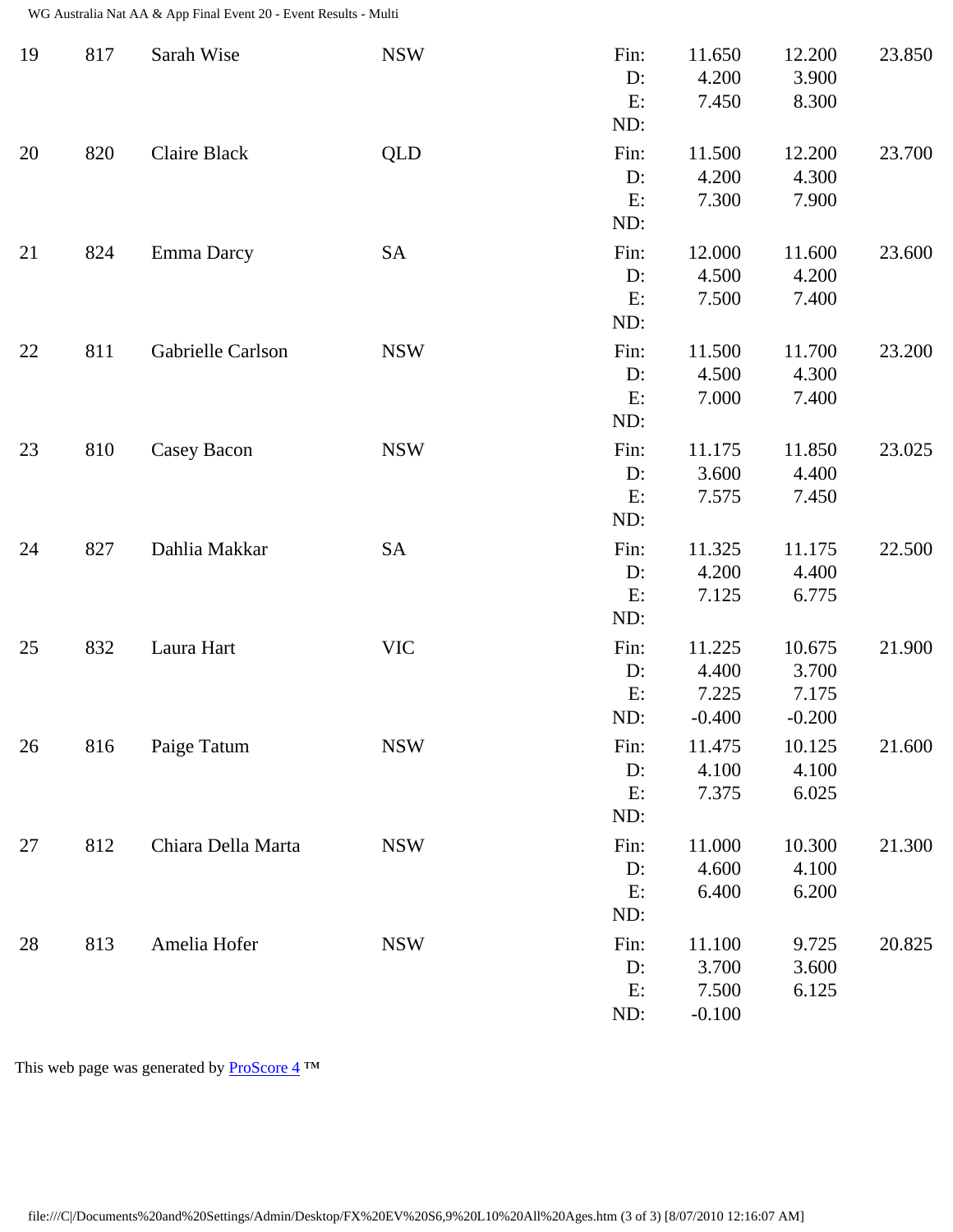| | | | | | | | |
|---|---|---|---|---|---|---|---|
| 19 | 817 | Sarah Wise | NSW | Fin: | 11.650 | 12.200 | 23.850 |
| | | | | D: | 4.200 | 3.900 | |
| | | | | E: | 7.450 | 8.300 | |
| | | | | ND: | | | |
| 20 | 820 | Claire Black | QLD | Fin: | 11.500 | 12.200 | 23.700 |
| | | | | D: | 4.200 | 4.300 | |
| | | | | E: | 7.300 | 7.900 | |
| | | | | ND: | | | |
| 21 | 824 | Emma Darcy | SA | Fin: | 12.000 | 11.600 | 23.600 |
| | | | | D: | 4.500 | 4.200 | |
| | | | | E: | 7.500 | 7.400 | |
| | | | | ND: | | | |
| 22 | 811 | Gabrielle Carlson | NSW | Fin: | 11.500 | 11.700 | 23.200 |
| | | | | D: | 4.500 | 4.300 | |
| | | | | E: | 7.000 | 7.400 | |
| | | | | ND: | | | |
| 23 | 810 | Casey Bacon | NSW | Fin: | 11.175 | 11.850 | 23.025 |
| | | | | D: | 3.600 | 4.400 | |
| | | | | E: | 7.575 | 7.450 | |
| | | | | ND: | | | |
| 24 | 827 | Dahlia Makkar | SA | Fin: | 11.325 | 11.175 | 22.500 |
| | | | | D: | 4.200 | 4.400 | |
| | | | | E: | 7.125 | 6.775 | |
| | | | | ND: | | | |
| 25 | 832 | Laura Hart | VIC | Fin: | 11.225 | 10.675 | 21.900 |
| | | | | D: | 4.400 | 3.700 | |
| | | | | E: | 7.225 | 7.175 | |
| | | | | ND: | -0.400 | -0.200 | |
| 26 | 816 | Paige Tatum | NSW | Fin: | 11.475 | 10.125 | 21.600 |
| | | | | D: | 4.100 | 4.100 | |
| | | | | E: | 7.375 | 6.025 | |
| | | | | ND: | | | |
| 27 | 812 | Chiara Della Marta | NSW | Fin: | 11.000 | 10.300 | 21.300 |
| | | | | D: | 4.600 | 4.100 | |
| | | | | E: | 6.400 | 6.200 | |
| | | | | ND: | | | |
| 28 | 813 | Amelia Hofer | NSW | Fin: | 11.100 | 9.725 | 20.825 |
| | | | | D: | 3.700 | 3.600 | |
| | | | | E: | 7.500 | 6.125 | |
| | | | | ND: | -0.100 | | |

This web page was generated by ProScore 4 ™